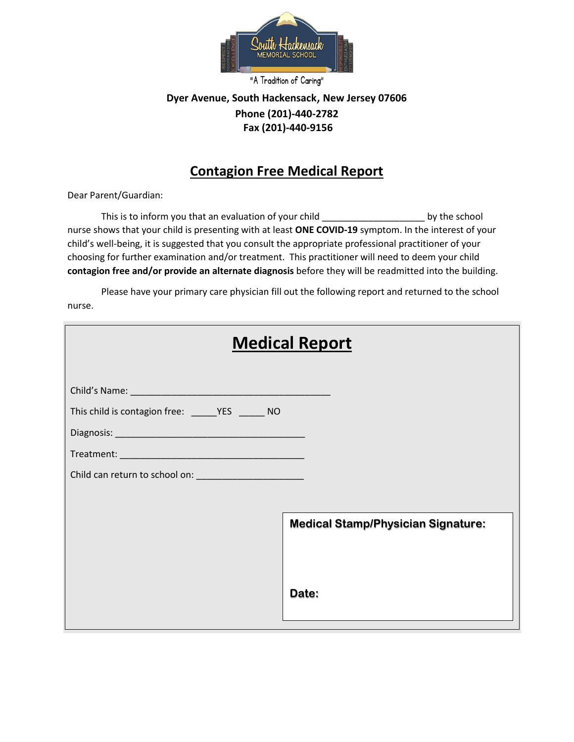"A Tradition of Caring"

**Dyer Avenue, South Hackensack, New Jersey 07606**
**Phone (201)-440-2782**
**Fax (201)-440-9156**

# Contagion Free Medical Report

Dear Parent/Guardian:

This is to inform you that an evaluation of your child ___________________ by the school nurse shows that your child is presenting with at least **ONE COVID-19** symptom. In the interest of your child's well-being, it is suggested that you consult the appropriate professional practitioner of your choosing for further examination and/or treatment. This practitioner will need to deem your child **contagion free and/or provide an alternate diagnosis** before they will be readmitted into the building.

Please have your primary care physician fill out the following report and returned to the school nurse.

## Medical Report

Child's Name: _____________________________________

This child is contagion free: _____YES _____ NO

Diagnosis: __________________________________

Treatment: _________________________________

Child can return to school on: ___________________

**Medical Stamp/Physician Signature:**

**Date:**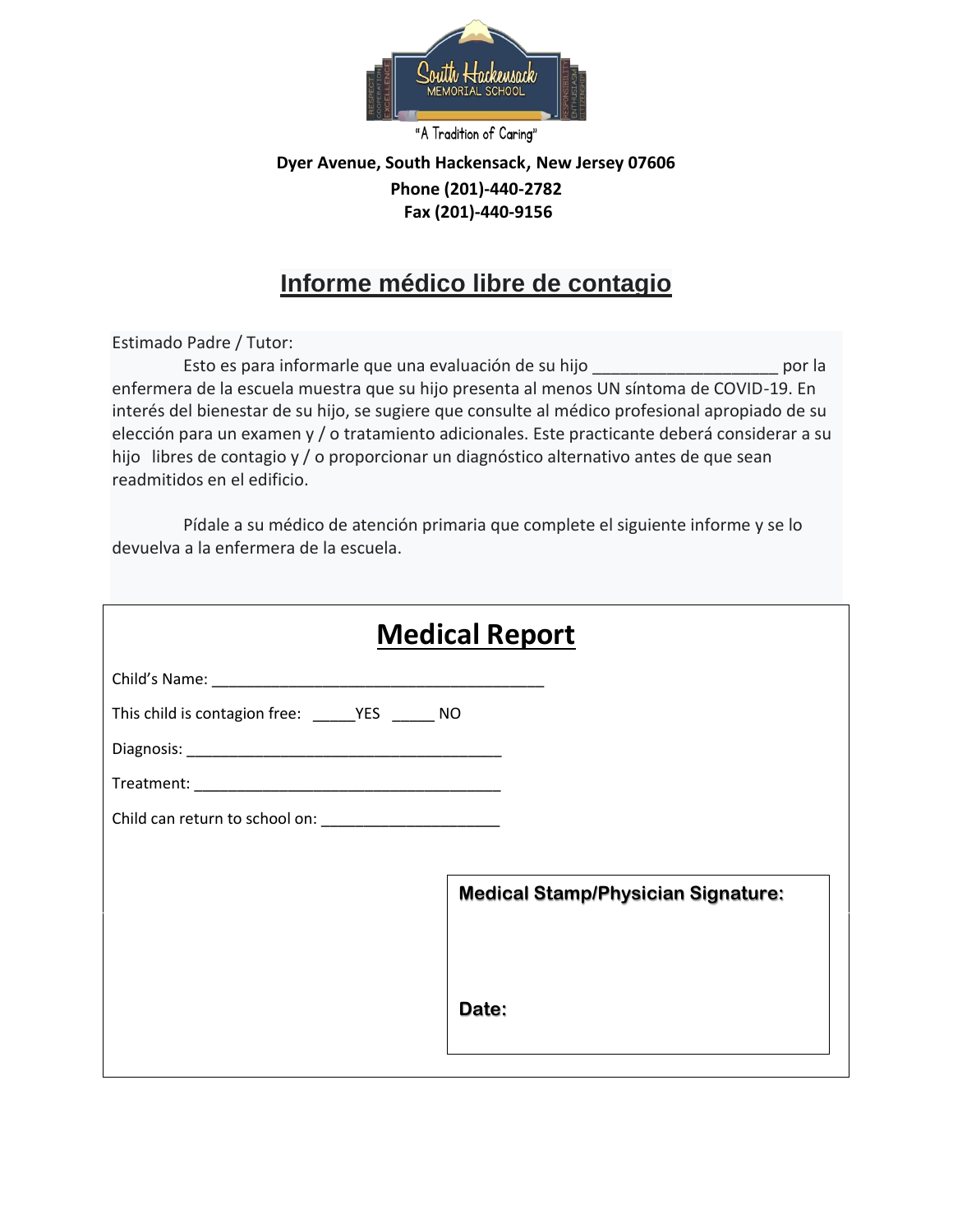South Hackensack MEMORIAL SCHOOL

"A Tradition of Caring"

**Dyer Avenue, South Hackensack, New Jersey 07606**

**Phone (201)-440-2782**

**Fax (201)-440-9156**

# Informe médico libre de contagio

Estimado Padre / Tutor:

Esto es para informarle que una evaluación de su hijo ____________________ por la enfermera de la escuela muestra que su hijo presenta al menos UN síntoma de COVID-19. En interés del bienestar de su hijo, se sugiere que consulte al médico profesional apropiado de su elección para un examen y / o tratamiento adicionales. Este practicante deberá considerar a su hijo libres de contagio y / o proporcionar un diagnóstico alternativo antes de que sean readmitidos en el edificio.

Pídale a su médico de atención primaria que complete el siguiente informe y se lo devuelva a la enfermera de la escuela.

## Medical Report

Child's Name: ________________________________________

This child is contagion free: _____YES _____ NO

Diagnosis: _____________________________________

Treatment: ____________________________________

Child can return to school on: _____________________

**Medical Stamp/Physician Signature:**

**Date:**